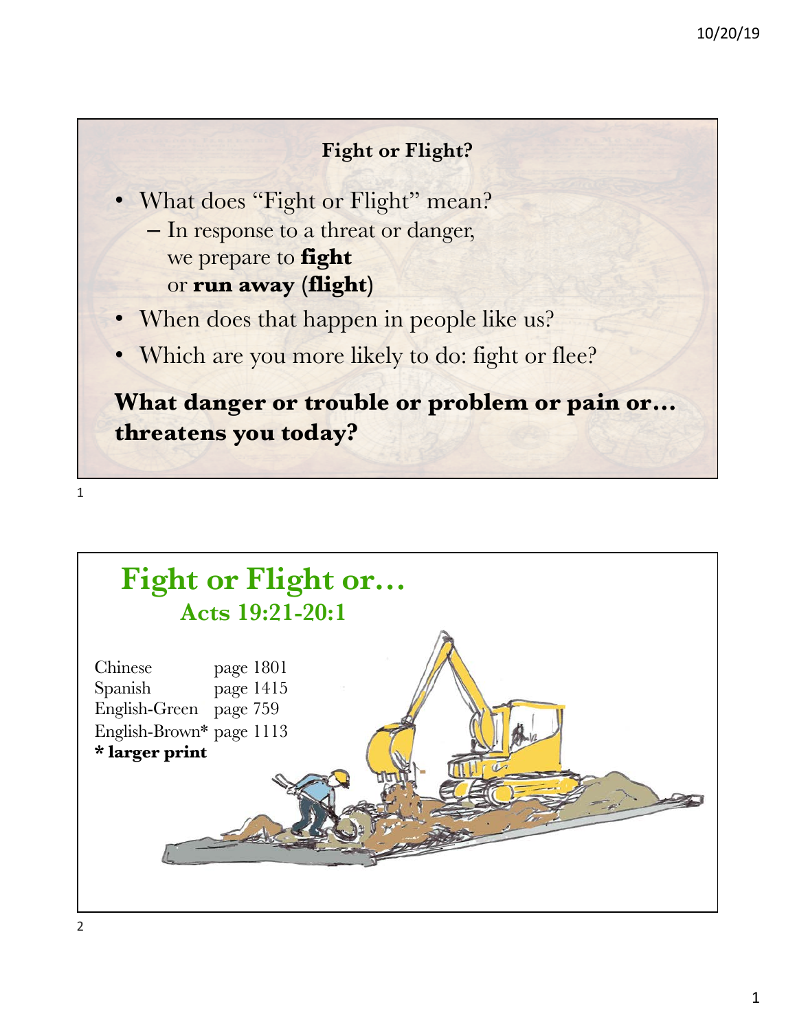## Fight or Flight?

- What does "Fight or Flight" mean?
  - In response to a threat or danger, we prepare to **fight** or **run away** (**flight**)
- When does that happen in people like us?
- Which are you more likely to do: fight or flee?

**What danger or trouble or problem or pain or… threatens you today?**

# Fight or Flight or…

## Acts 19:21-20:1

| | |
|---|---|
| Chinese | page 1801 |
| Spanish | page 1415 |
| English-Green | page 759 |
| English-Brown* | page 1113 |

**\* larger print**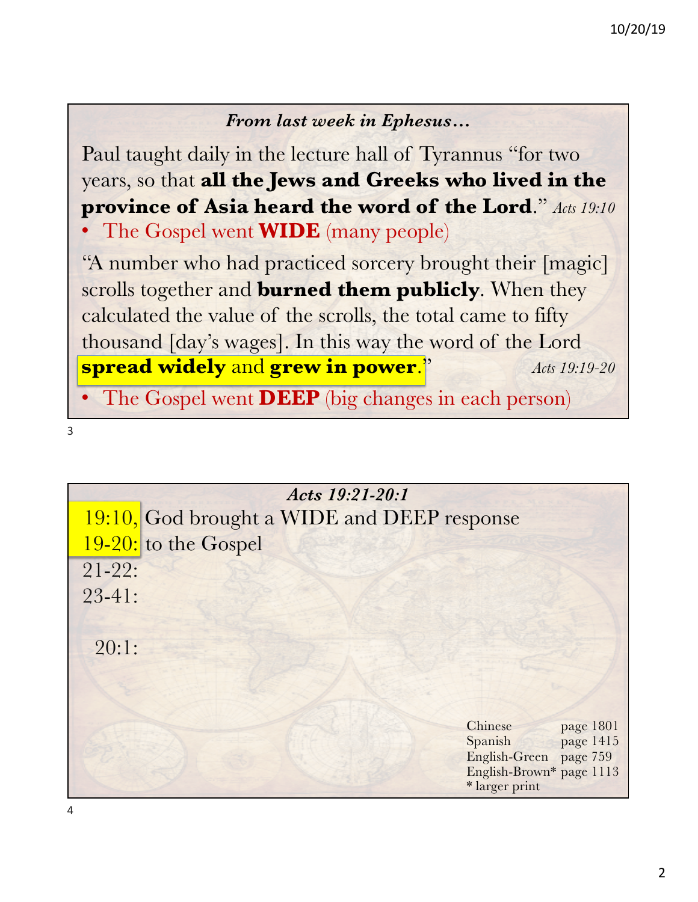*From last week in Ephesus…*

Paul taught daily in the lecture hall of Tyrannus "for two years, so that **all the Jews and Greeks who lived in the province of Asia heard the word of the Lord**." *Acts 19:10*

- The Gospel went **WIDE** (many people)

"A number who had practiced sorcery brought their [magic] scrolls together and **burned them publicly**. When they calculated the value of the scrolls, the total came to fifty thousand [day's wages]. In this way the word of the Lord **spread widely** and **grew in power**." *Acts 19:19-20*

- The Gospel went **DEEP** (big changes in each person)

*Acts 19:21-20:1*

19:10, God brought a WIDE and DEEP response
19-20: to the Gospel
21-22:
23-41:

20:1:

| | |
|---|---|
| Chinese | page 1801 |
| Spanish | page 1415 |
| English-Green | page 759 |
| English-Brown* | page 1113 |

\* larger print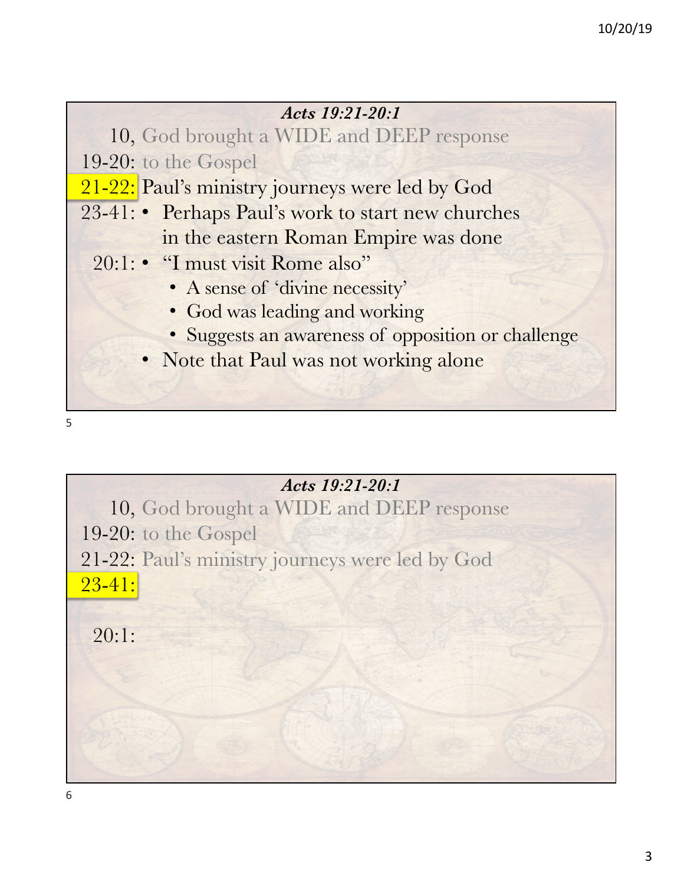***Acts 19:21-20:1***

10, God brought a WIDE and DEEP response
19-20: to the Gospel
21-22: Paul's ministry journeys were led by God
23-41: • Perhaps Paul's work to start new churches in the eastern Roman Empire was done
20:1: • "I must visit Rome also"
  - A sense of 'divine necessity'
  - God was leading and working
  - Suggests an awareness of opposition or challenge
- Note that Paul was not working alone

***Acts 19:21-20:1***

10, God brought a WIDE and DEEP response
19-20: to the Gospel
21-22: Paul's ministry journeys were led by God
23-41:

20:1: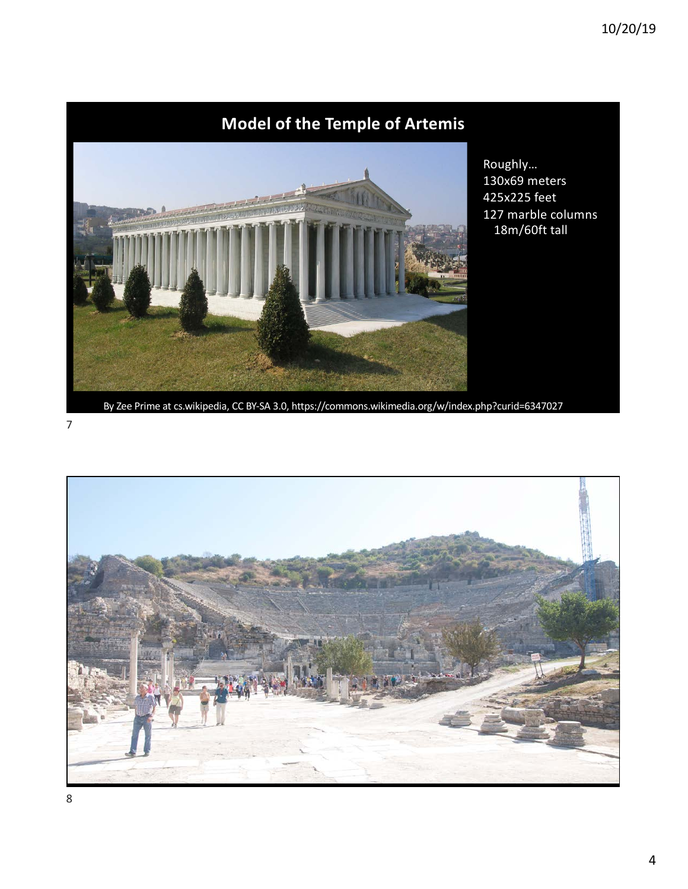## Model of the Temple of Artemis

Roughly…
130x69 meters
425x225 feet
127 marble columns
 18m/60ft tall

By Zee Prime at cs.wikipedia, CC BY-SA 3.0, https://commons.wikimedia.org/w/index.php?curid=6347027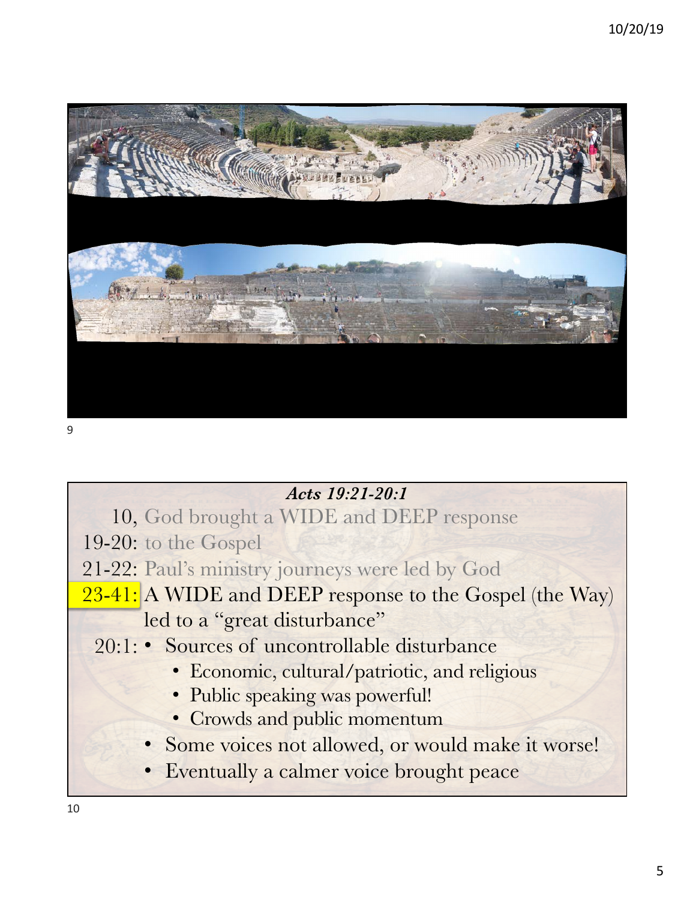*Acts 19:21-20:1*

10, God brought a WIDE and DEEP response
19-20: to the Gospel
21-22: Paul's ministry journeys were led by God
23-41: A WIDE and DEEP response to the Gospel (the Way) led to a "great disturbance"
20:1:
- Sources of uncontrollable disturbance
  - Economic, cultural/patriotic, and religious
  - Public speaking was powerful!
  - Crowds and public momentum
- Some voices not allowed, or would make it worse!
- Eventually a calmer voice brought peace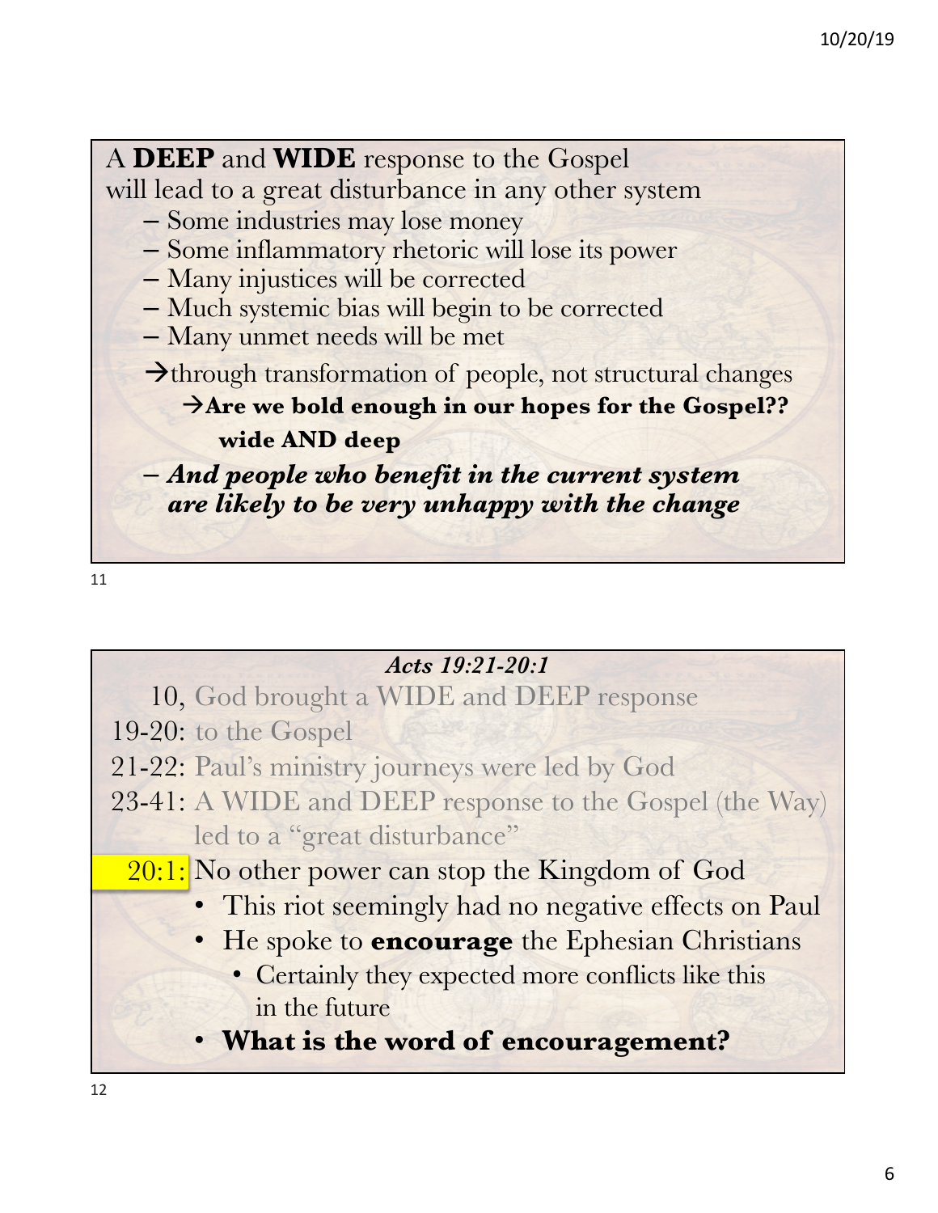A **DEEP** and **WIDE** response to the Gospel will lead to a great disturbance in any other system

- Some industries may lose money
- Some inflammatory rhetoric will lose its power
- Many injustices will be corrected
- Much systemic bias will begin to be corrected
- Many unmet needs will be met

→through transformation of people, not structural changes

→**Are we bold enough in our hopes for the Gospel??**

**wide AND deep**

- ***And people who benefit in the current system are likely to be very unhappy with the change***

---

***Acts 19:21-20:1***

10, God brought a WIDE and DEEP response
19-20: to the Gospel
21-22: Paul's ministry journeys were led by God
23-41: A WIDE and DEEP response to the Gospel (the Way) led to a "great disturbance"
20:1: No other power can stop the Kingdom of God

- This riot seemingly had no negative effects on Paul
- He spoke to **encourage** the Ephesian Christians
  - Certainly they expected more conflicts like this in the future
- **What is the word of encouragement?**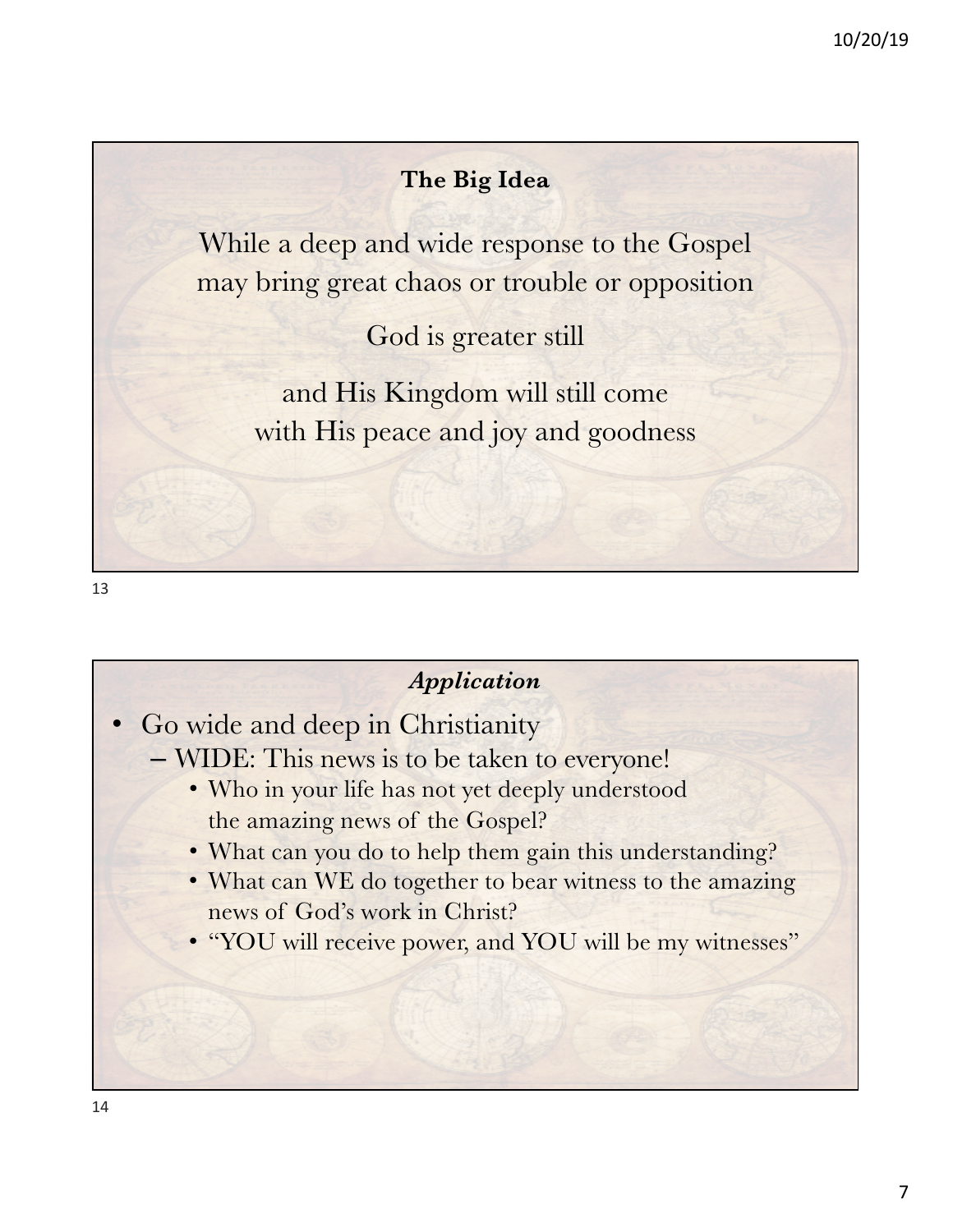## The Big Idea

While a deep and wide response to the Gospel may bring great chaos or trouble or opposition

God is greater still

and His Kingdom will still come with His peace and joy and goodness

## *Application*

- Go wide and deep in Christianity
  - WIDE: This news is to be taken to everyone!
    - Who in your life has not yet deeply understood the amazing news of the Gospel?
    - What can you do to help them gain this understanding?
    - What can WE do together to bear witness to the amazing news of God's work in Christ?
    - "YOU will receive power, and YOU will be my witnesses"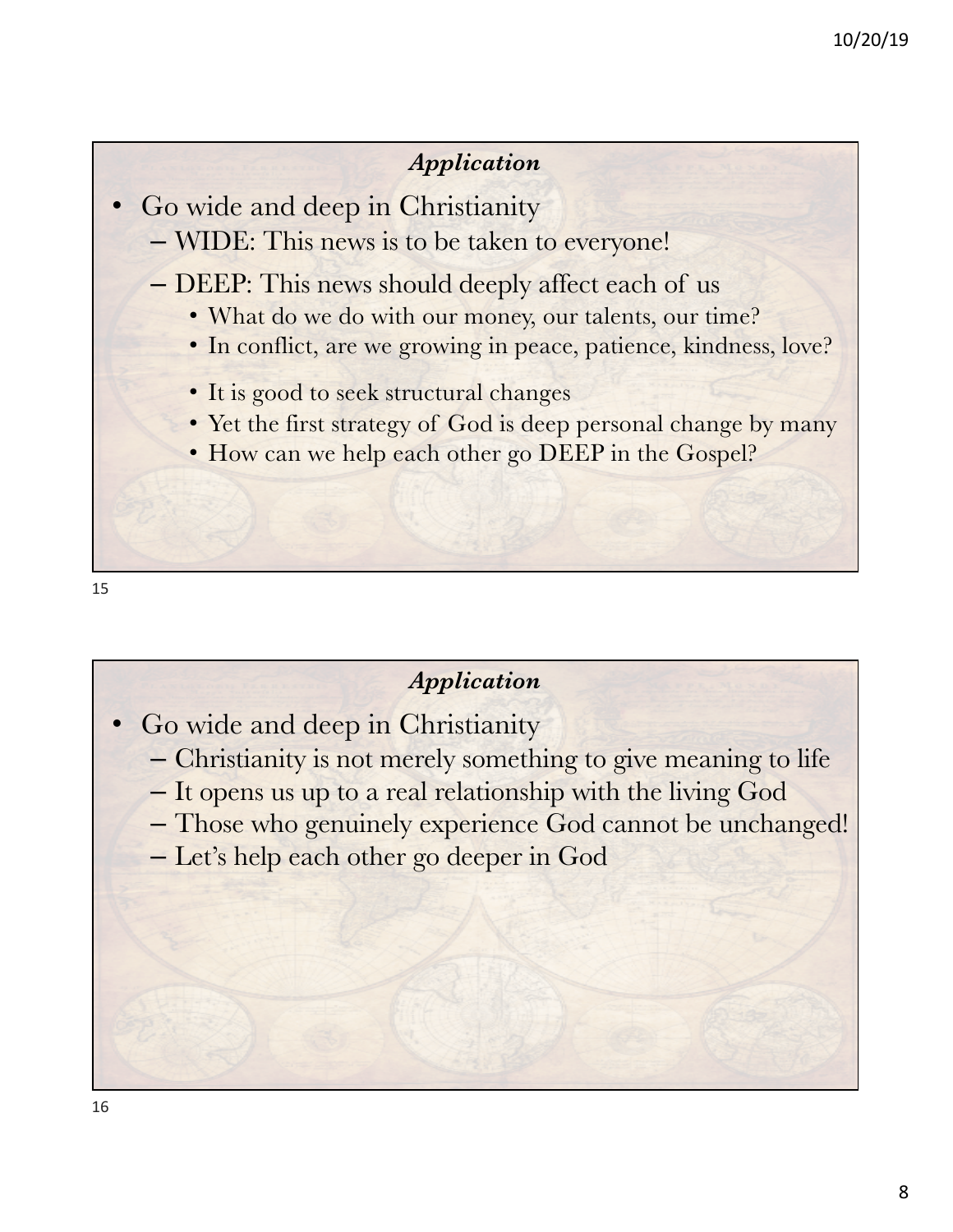## *Application*

- Go wide and deep in Christianity
  - WIDE: This news is to be taken to everyone!
  - DEEP: This news should deeply affect each of us
    - What do we do with our money, our talents, our time?
    - In conflict, are we growing in peace, patience, kindness, love?
    - It is good to seek structural changes
    - Yet the first strategy of God is deep personal change by many
    - How can we help each other go DEEP in the Gospel?

## *Application*

- Go wide and deep in Christianity
  - Christianity is not merely something to give meaning to life
  - It opens us up to a real relationship with the living God
  - Those who genuinely experience God cannot be unchanged!
  - Let's help each other go deeper in God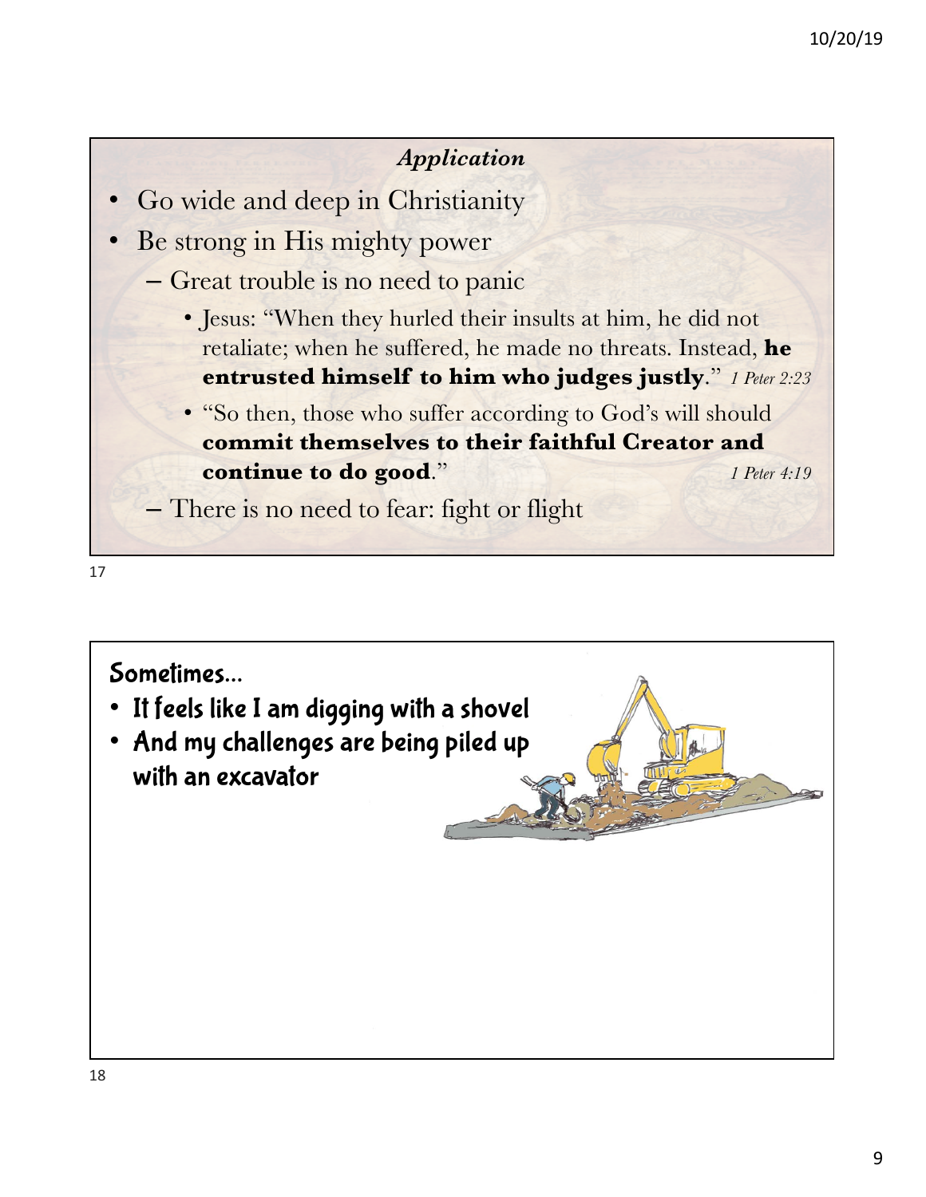### *Application*

- Go wide and deep in Christianity
- Be strong in His mighty power
  - Great trouble is no need to panic
    - Jesus: "When they hurled their insults at him, he did not retaliate; when he suffered, he made no threats. Instead, **he entrusted himself to him who judges justly**." *1 Peter 2:23*
    - "So then, those who suffer according to God's will should **commit themselves to their faithful Creator and continue to do good**." *1 Peter 4:19*
  - There is no need to fear: fight or flight

Sometimes...

- It feels like I am digging with a shovel
- And my challenges are being piled up with an excavator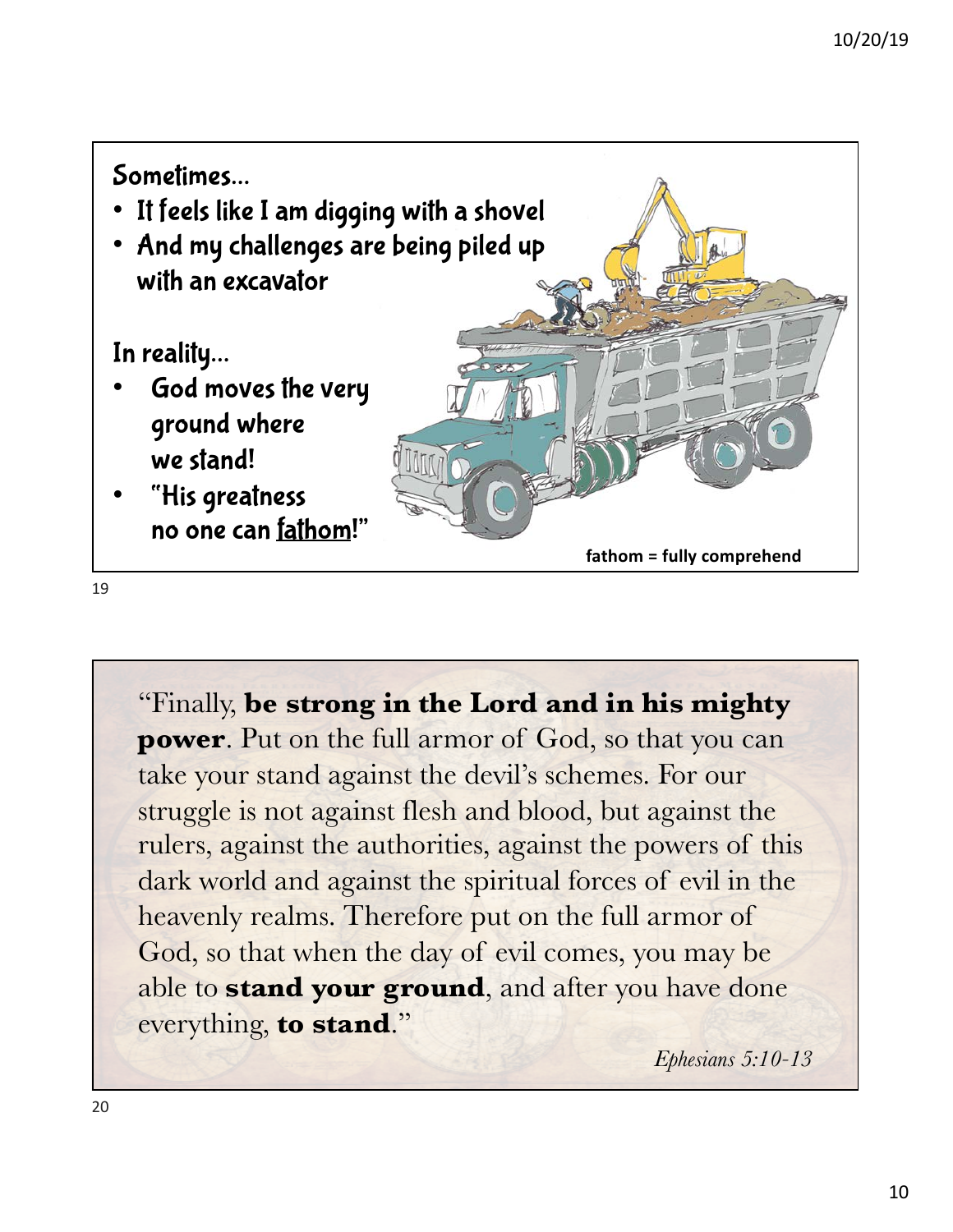Sometimes…

- It feels like I am digging with a shovel
- And my challenges are being piled up with an excavator

In reality…

- God moves the very ground where we stand!
- "His greatness no one can fathom!"

**fathom = fully comprehend**

"Finally, **be strong in the Lord and in his mighty power**. Put on the full armor of God, so that you can take your stand against the devil's schemes. For our struggle is not against flesh and blood, but against the rulers, against the authorities, against the powers of this dark world and against the spiritual forces of evil in the heavenly realms. Therefore put on the full armor of God, so that when the day of evil comes, you may be able to **stand your ground**, and after you have done everything, **to stand**."

*Ephesians 5:10-13*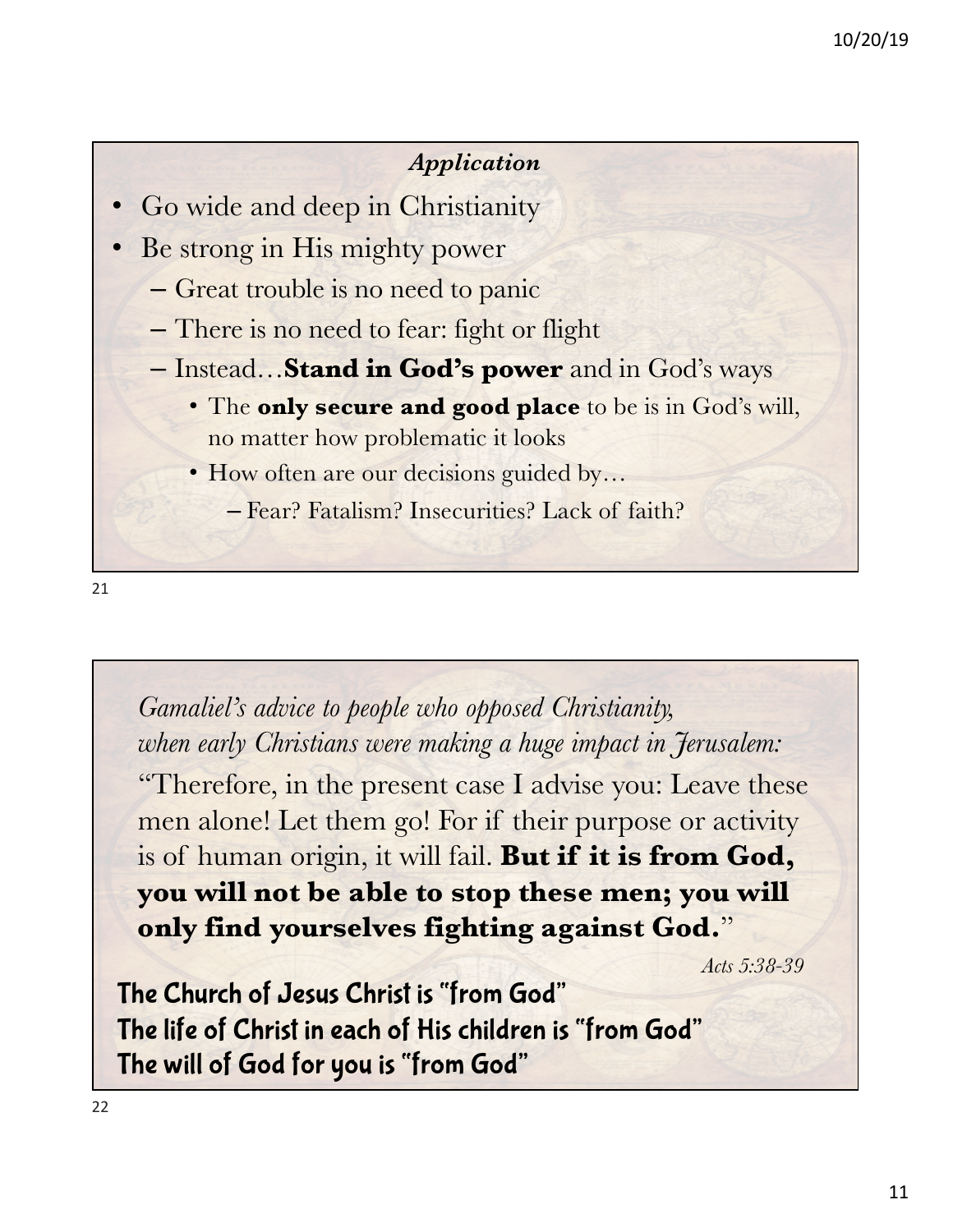### *Application*

- Go wide and deep in Christianity
- Be strong in His mighty power
  - Great trouble is no need to panic
  - There is no need to fear: fight or flight
  - Instead…**Stand in God's power** and in God's ways
    - The **only secure and good place** to be is in God's will, no matter how problematic it looks
    - How often are our decisions guided by…
      - Fear? Fatalism? Insecurities? Lack of faith?

---

*Gamaliel's advice to people who opposed Christianity, when early Christians were making a huge impact in Jerusalem:*

"Therefore, in the present case I advise you: Leave these men alone! Let them go! For if their purpose or activity is of human origin, it will fail. **But if it is from God, you will not be able to stop these men; you will only find yourselves fighting against God.**"

*Acts 5:38-39*

**The Church of Jesus Christ is "from God"**
**The life of Christ in each of His children is "from God"**
**The will of God for you is "from God"**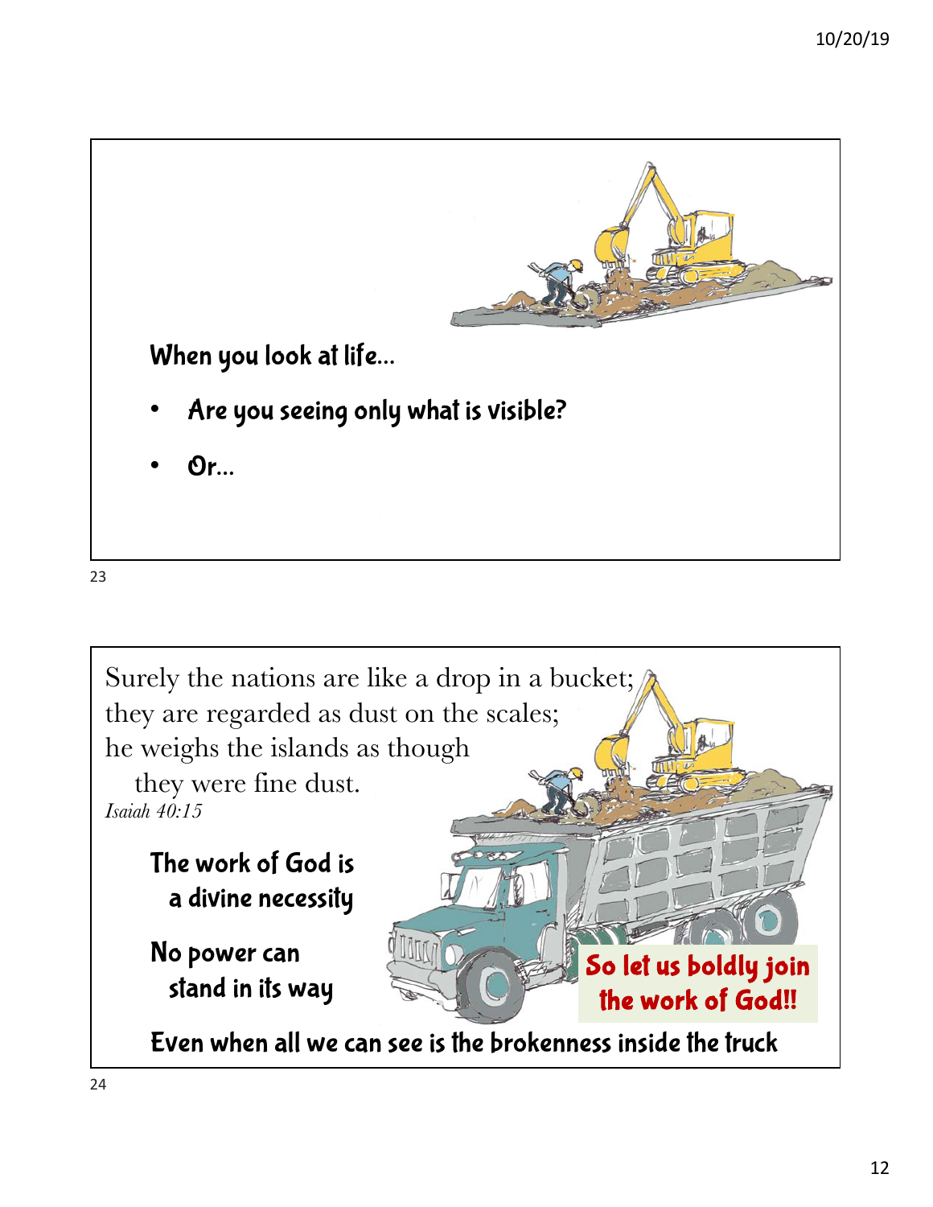When you look at life…

- Are you seeing only what is visible?
- Or…

Surely the nations are like a drop in a bucket;
they are regarded as dust on the scales;
he weighs the islands as though
they were fine dust.
*Isaiah 40:15*

The work of God is a divine necessity

No power can stand in its way

So let us boldly join the work of God!!

Even when all we can see is the brokenness inside the truck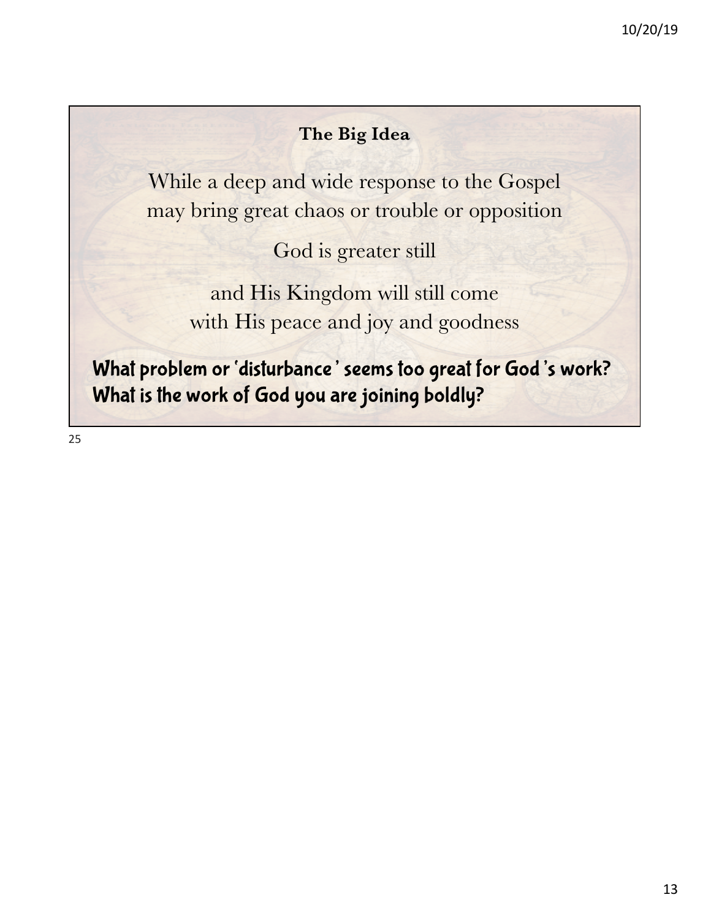### The Big Idea

While a deep and wide response to the Gospel
may bring great chaos or trouble or opposition

God is greater still

and His Kingdom will still come
with His peace and joy and goodness

**What problem or 'disturbance' seems too great for God's work?**
**What is the work of God you are joining boldly?**